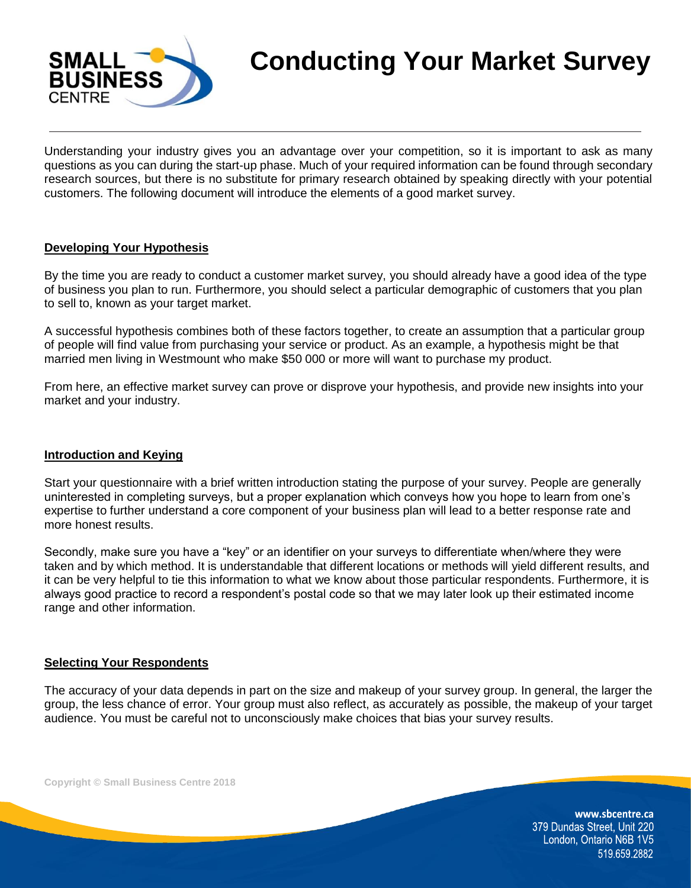# Conducting Your Market Survey

Understanding your industry gives you an advantage over your competition, so it is important to ask as many questions as you can during the start-up phase. Much of your required information can be found through secondary research sources, but there is no substitute for primary research obtained by speaking directly with your potential customers. The following document will introduce the elements of a good market survey.

## Developing Your Hypothesis

By the time you are ready to conduct a customer market survey, you should already have a good idea of the type of business you plan to run. Furthermore, you should select a particular demographic of customers that you plan to sell to, known as your target market.

A successful hypothesis combines both of these factors together, to create an assumption that a particular group of people will find value from purchasing your service or product. As an example, a hypothesis might be that married men living in Westmount who make $50 000 or more will want to purchase my product.

From here, an effective market survey can prove or disprove your hypothesis, and provide new insights into your market and your industry.

## Introduction and Keying

Start your questionnaire with a brief written introduction stating the purpose of your survey. People are generally uninterested in completing surveys, but a proper explanation which conveys how you hope to learn from one's expertise to further understand a core component of your business plan will lead to a better response rate and more honest results.

Secondly, make sure you have a "key" or an identifier on your surveys to differentiate when/where they were taken and by which method. It is understandable that different locations or methods will yield different results, and it can be very helpful to tie this information to what we know about those particular respondents. Furthermore, it is always good practice to record a respondent's postal code so that we may later look up their estimated income range and other information.

## Selecting Your Respondents

The accuracy of your data depends in part on the size and makeup of your survey group. In general, the larger the group, the less chance of error. Your group must also reflect, as accurately as possible, the makeup of your target audience. You must be careful not to unconsciously make choices that bias your survey results.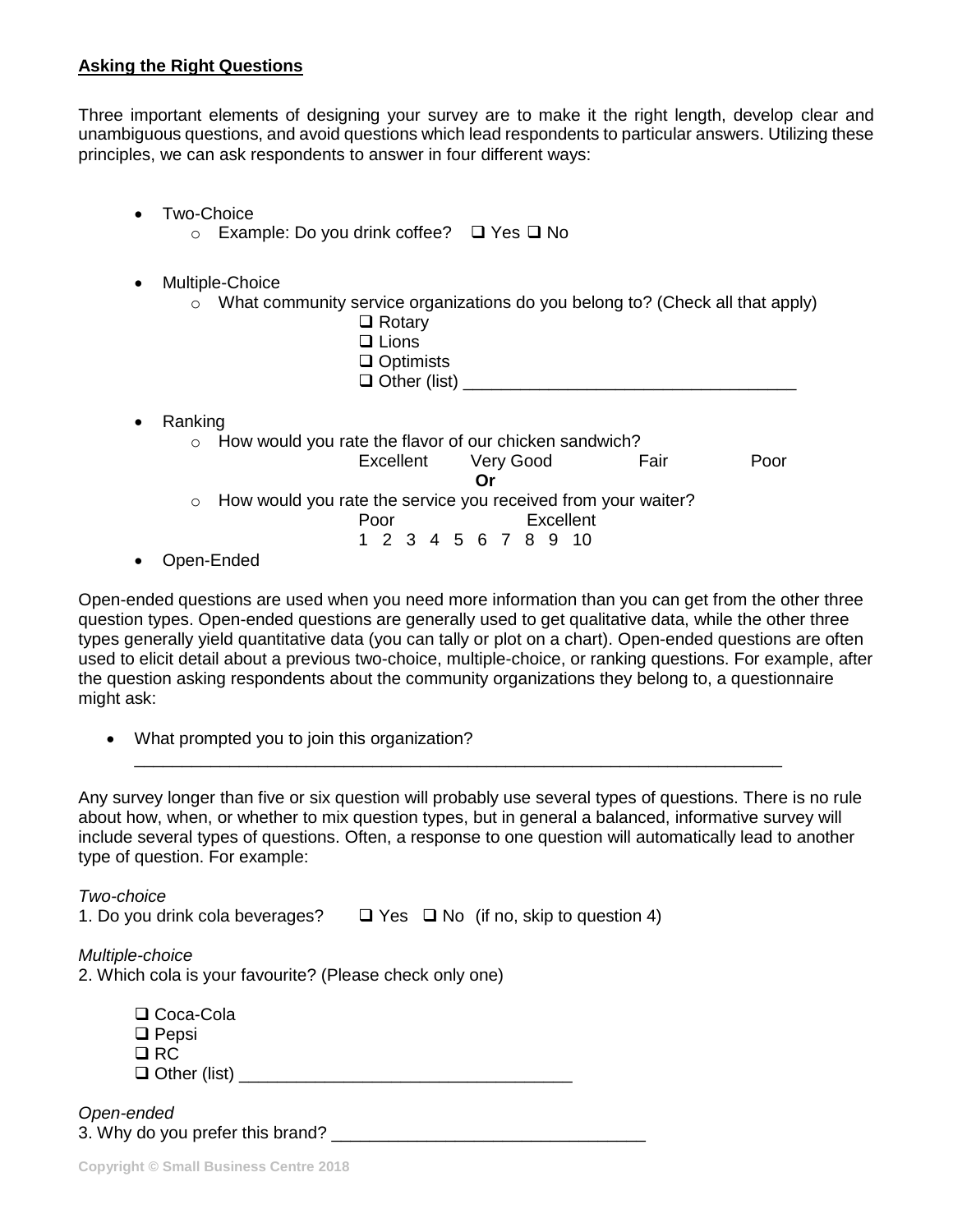**Asking the Right Questions**

Three important elements of designing your survey are to make it the right length, develop clear and unambiguous questions, and avoid questions which lead respondents to particular answers. Utilizing these principles, we can ask respondents to answer in four different ways:

- Two-Choice
  - Example: Do you drink coffee? ❑ Yes ❑ No
- Multiple-Choice
  - What community service organizations do you belong to? (Check all that apply)
    - ❑ Rotary
    - ❑ Lions
    - ❑ Optimists
    - ❑ Other (list) ___________________________________
- Ranking
  - How would you rate the flavor of our chicken sandwich?

    Excellent Very Good Fair Poor

    **Or**
  - How would you rate the service you received from your waiter?

    Poor Excellent

    1 2 3 4 5 6 7 8 9 10
- Open-Ended

Open-ended questions are used when you need more information than you can get from the other three question types. Open-ended questions are generally used to get qualitative data, while the other three types generally yield quantitative data (you can tally or plot on a chart). Open-ended questions are often used to elicit detail about a previous two-choice, multiple-choice, or ranking questions. For example, after the question asking respondents about the community organizations they belong to, a questionnaire might ask:

- What prompted you to join this organization?

  ______________________________________________________________________

Any survey longer than five or six question will probably use several types of questions. There is no rule about how, when, or whether to mix question types, but in general a balanced, informative survey will include several types of questions. Often, a response to one question will automatically lead to another type of question. For example:

*Two-choice*

1. Do you drink cola beverages? ❑ Yes ❑ No (if no, skip to question 4)

*Multiple-choice*

2. Which cola is your favourite? (Please check only one)

   ❑ Coca-Cola
   ❑ Pepsi
   ❑ RC
   ❑ Other (list) ___________________________________

*Open-ended*

3. Why do you prefer this brand? _________________________________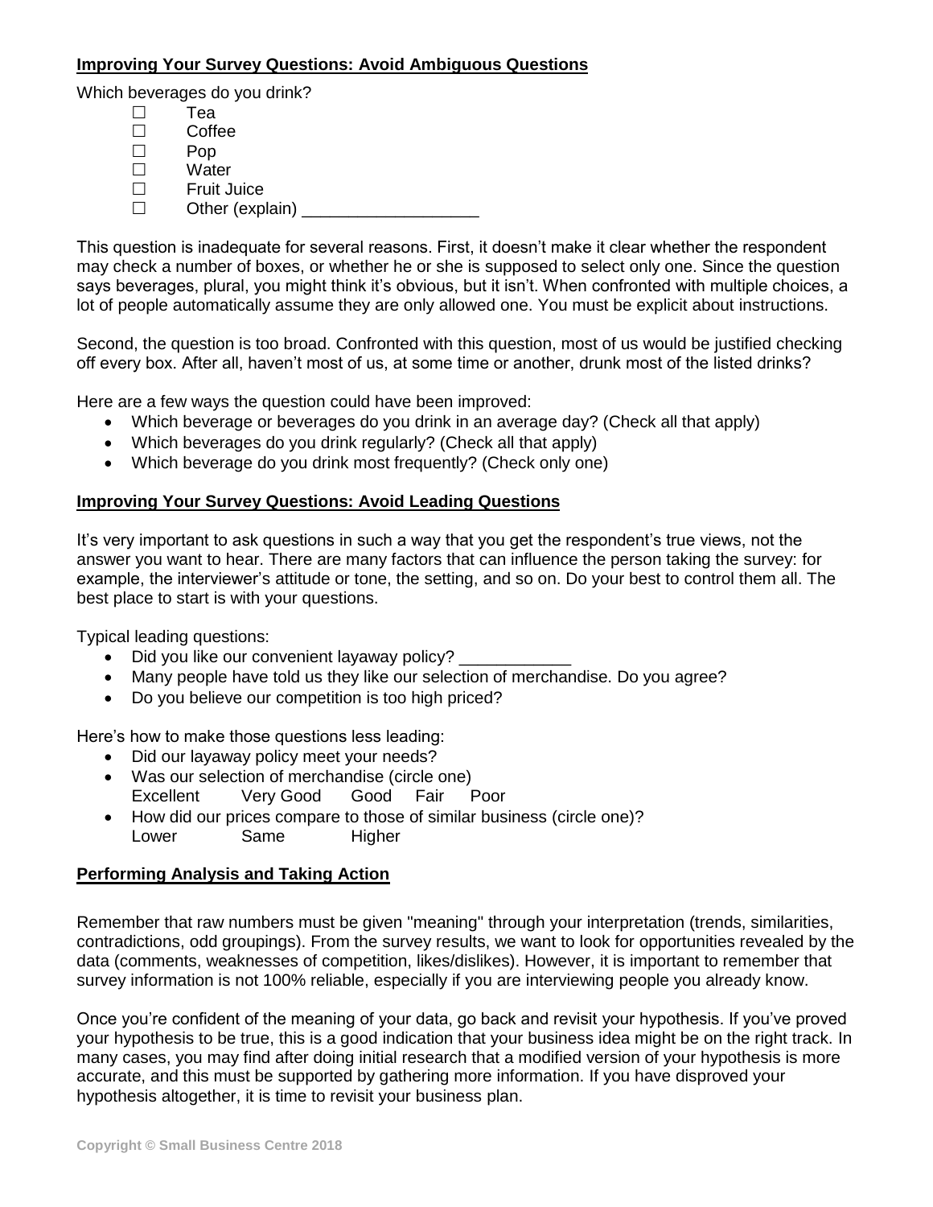## Improving Your Survey Questions: Avoid Ambiguous Questions

Which beverages do you drink?

- ☐ Tea
- ☐ Coffee
- ☐ Pop
- ☐ Water
- ☐ Fruit Juice
- ☐ Other (explain) ___________________

This question is inadequate for several reasons. First, it doesn't make it clear whether the respondent may check a number of boxes, or whether he or she is supposed to select only one. Since the question says beverages, plural, you might think it's obvious, but it isn't. When confronted with multiple choices, a lot of people automatically assume they are only allowed one. You must be explicit about instructions.

Second, the question is too broad. Confronted with this question, most of us would be justified checking off every box. After all, haven't most of us, at some time or another, drunk most of the listed drinks?

Here are a few ways the question could have been improved:

- Which beverage or beverages do you drink in an average day? (Check all that apply)
- Which beverages do you drink regularly? (Check all that apply)
- Which beverage do you drink most frequently? (Check only one)

## Improving Your Survey Questions: Avoid Leading Questions

It's very important to ask questions in such a way that you get the respondent's true views, not the answer you want to hear. There are many factors that can influence the person taking the survey: for example, the interviewer's attitude or tone, the setting, and so on. Do your best to control them all. The best place to start is with your questions.

Typical leading questions:

- Did you like our convenient layaway policy? ____________
- Many people have told us they like our selection of merchandise. Do you agree?
- Do you believe our competition is too high priced?

Here's how to make those questions less leading:

- Did our layaway policy meet your needs?
- Was our selection of merchandise (circle one)
  Excellent Very Good Good Fair Poor
- How did our prices compare to those of similar business (circle one)?
  Lower Same Higher

## Performing Analysis and Taking Action

Remember that raw numbers must be given "meaning" through your interpretation (trends, similarities, contradictions, odd groupings). From the survey results, we want to look for opportunities revealed by the data (comments, weaknesses of competition, likes/dislikes). However, it is important to remember that survey information is not 100% reliable, especially if you are interviewing people you already know.

Once you're confident of the meaning of your data, go back and revisit your hypothesis. If you've proved your hypothesis to be true, this is a good indication that your business idea might be on the right track. In many cases, you may find after doing initial research that a modified version of your hypothesis is more accurate, and this must be supported by gathering more information. If you have disproved your hypothesis altogether, it is time to revisit your business plan.